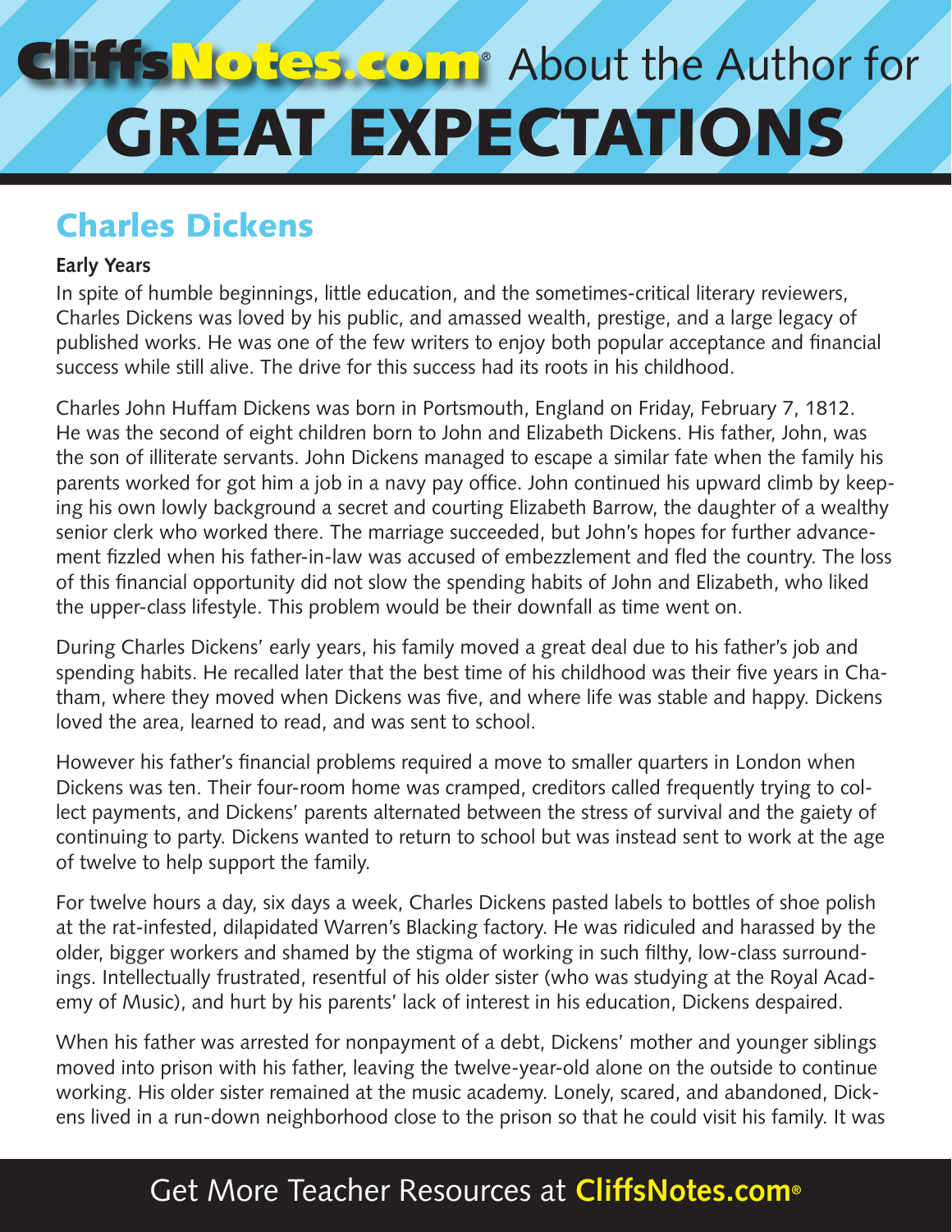# CliffsNotes.com® About the Author for GREAT EXPECTATIONS

## Charles Dickens

### Early Years

In spite of humble beginnings, little education, and the sometimes-critical literary reviewers, Charles Dickens was loved by his public, and amassed wealth, prestige, and a large legacy of published works. He was one of the few writers to enjoy both popular acceptance and financial success while still alive. The drive for this success had its roots in his childhood.

Charles John Huffam Dickens was born in Portsmouth, England on Friday, February 7, 1812. He was the second of eight children born to John and Elizabeth Dickens. His father, John, was the son of illiterate servants. John Dickens managed to escape a similar fate when the family his parents worked for got him a job in a navy pay office. John continued his upward climb by keeping his own lowly background a secret and courting Elizabeth Barrow, the daughter of a wealthy senior clerk who worked there. The marriage succeeded, but John's hopes for further advancement fizzled when his father-in-law was accused of embezzlement and fled the country. The loss of this financial opportunity did not slow the spending habits of John and Elizabeth, who liked the upper-class lifestyle. This problem would be their downfall as time went on.

During Charles Dickens' early years, his family moved a great deal due to his father's job and spending habits. He recalled later that the best time of his childhood was their five years in Chatham, where they moved when Dickens was five, and where life was stable and happy. Dickens loved the area, learned to read, and was sent to school.

However his father's financial problems required a move to smaller quarters in London when Dickens was ten. Their four-room home was cramped, creditors called frequently trying to collect payments, and Dickens' parents alternated between the stress of survival and the gaiety of continuing to party. Dickens wanted to return to school but was instead sent to work at the age of twelve to help support the family.

For twelve hours a day, six days a week, Charles Dickens pasted labels to bottles of shoe polish at the rat-infested, dilapidated Warren's Blacking factory. He was ridiculed and harassed by the older, bigger workers and shamed by the stigma of working in such filthy, low-class surroundings. Intellectually frustrated, resentful of his older sister (who was studying at the Royal Academy of Music), and hurt by his parents' lack of interest in his education, Dickens despaired.

When his father was arrested for nonpayment of a debt, Dickens' mother and younger siblings moved into prison with his father, leaving the twelve-year-old alone on the outside to continue working. His older sister remained at the music academy. Lonely, scared, and abandoned, Dickens lived in a run-down neighborhood close to the prison so that he could visit his family. It was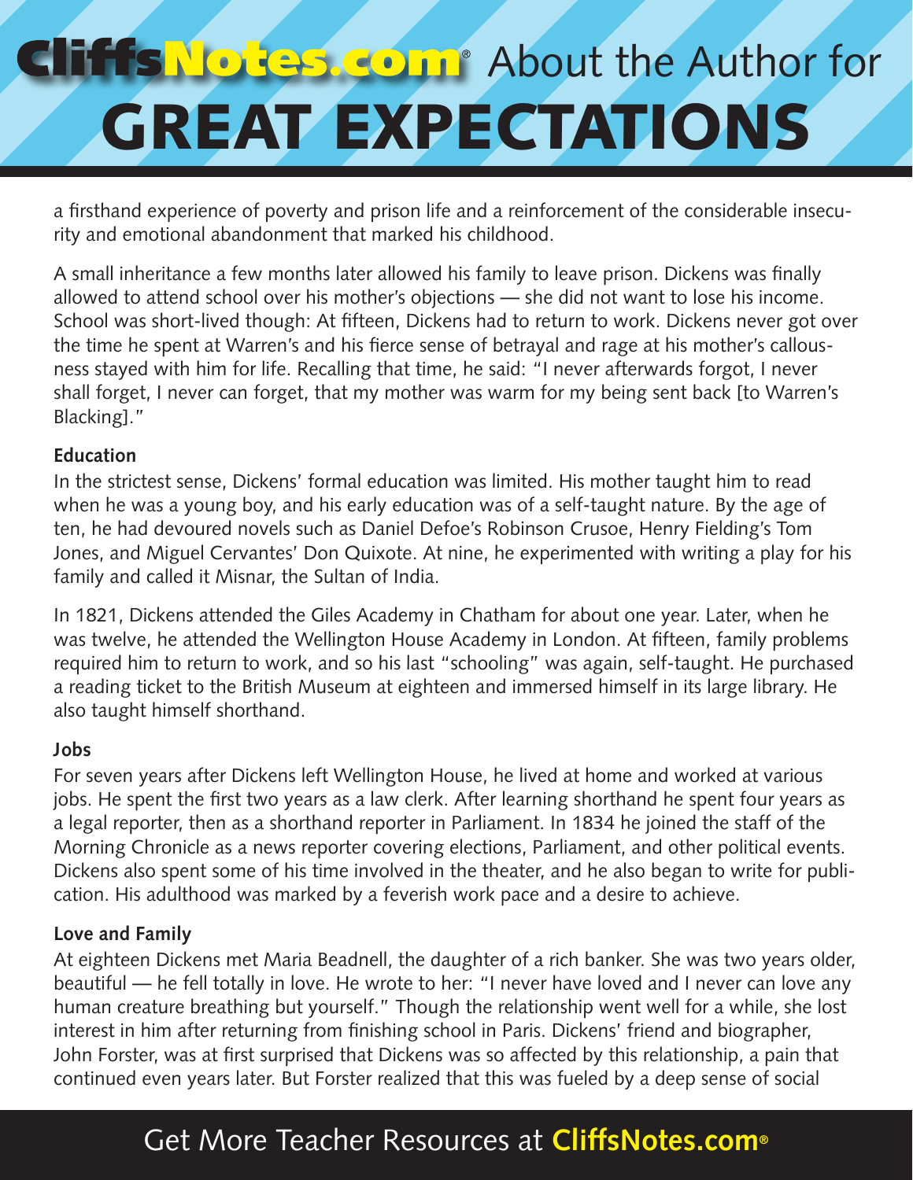a firsthand experience of poverty and prison life and a reinforcement of the considerable insecurity and emotional abandonment that marked his childhood.

A small inheritance a few months later allowed his family to leave prison. Dickens was finally allowed to attend school over his mother's objections — she did not want to lose his income. School was short-lived though: At fifteen, Dickens had to return to work. Dickens never got over the time he spent at Warren's and his fierce sense of betrayal and rage at his mother's callousness stayed with him for life. Recalling that time, he said: "I never afterwards forgot, I never shall forget, I never can forget, that my mother was warm for my being sent back [to Warren's Blacking]."

### Education

In the strictest sense, Dickens' formal education was limited. His mother taught him to read when he was a young boy, and his early education was of a self-taught nature. By the age of ten, he had devoured novels such as Daniel Defoe's Robinson Crusoe, Henry Fielding's Tom Jones, and Miguel Cervantes' Don Quixote. At nine, he experimented with writing a play for his family and called it Misnar, the Sultan of India.

In 1821, Dickens attended the Giles Academy in Chatham for about one year. Later, when he was twelve, he attended the Wellington House Academy in London. At fifteen, family problems required him to return to work, and so his last "schooling" was again, self-taught. He purchased a reading ticket to the British Museum at eighteen and immersed himself in its large library. He also taught himself shorthand.

### Jobs

For seven years after Dickens left Wellington House, he lived at home and worked at various jobs. He spent the first two years as a law clerk. After learning shorthand he spent four years as a legal reporter, then as a shorthand reporter in Parliament. In 1834 he joined the staff of the Morning Chronicle as a news reporter covering elections, Parliament, and other political events. Dickens also spent some of his time involved in the theater, and he also began to write for publication. His adulthood was marked by a feverish work pace and a desire to achieve.

### Love and Family

At eighteen Dickens met Maria Beadnell, the daughter of a rich banker. She was two years older, beautiful — he fell totally in love. He wrote to her: "I never have loved and I never can love any human creature breathing but yourself." Though the relationship went well for a while, she lost interest in him after returning from finishing school in Paris. Dickens' friend and biographer, John Forster, was at first surprised that Dickens was so affected by this relationship, a pain that continued even years later. But Forster realized that this was fueled by a deep sense of social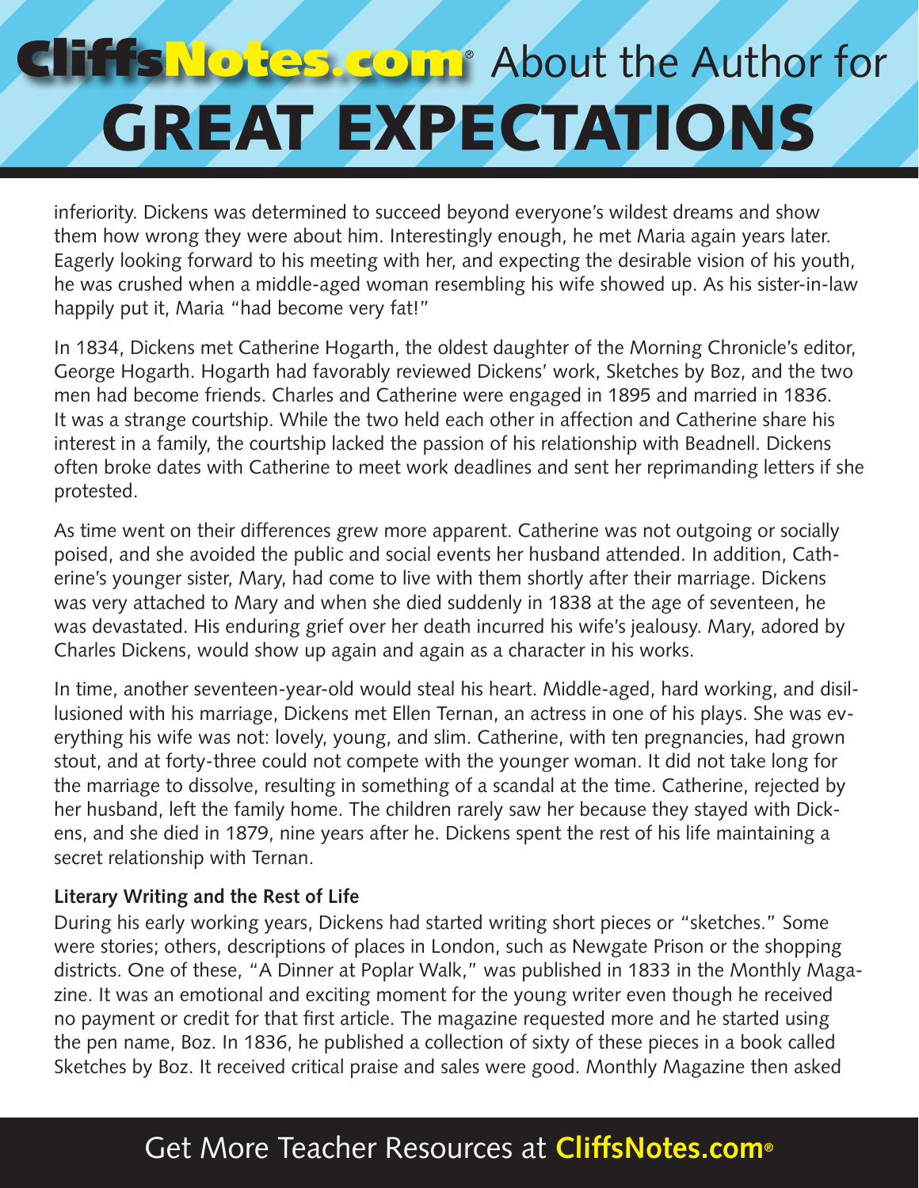inferiority. Dickens was determined to succeed beyond everyone's wildest dreams and show them how wrong they were about him. Interestingly enough, he met Maria again years later. Eagerly looking forward to his meeting with her, and expecting the desirable vision of his youth, he was crushed when a middle-aged woman resembling his wife showed up. As his sister-in-law happily put it, Maria "had become very fat!"

In 1834, Dickens met Catherine Hogarth, the oldest daughter of the Morning Chronicle's editor, George Hogarth. Hogarth had favorably reviewed Dickens' work, Sketches by Boz, and the two men had become friends. Charles and Catherine were engaged in 1895 and married in 1836. It was a strange courtship. While the two held each other in affection and Catherine share his interest in a family, the courtship lacked the passion of his relationship with Beadnell. Dickens often broke dates with Catherine to meet work deadlines and sent her reprimanding letters if she protested.

As time went on their differences grew more apparent. Catherine was not outgoing or socially poised, and she avoided the public and social events her husband attended. In addition, Catherine's younger sister, Mary, had come to live with them shortly after their marriage. Dickens was very attached to Mary and when she died suddenly in 1838 at the age of seventeen, he was devastated. His enduring grief over her death incurred his wife's jealousy. Mary, adored by Charles Dickens, would show up again and again as a character in his works.

In time, another seventeen-year-old would steal his heart. Middle-aged, hard working, and disillusioned with his marriage, Dickens met Ellen Ternan, an actress in one of his plays. She was everything his wife was not: lovely, young, and slim. Catherine, with ten pregnancies, had grown stout, and at forty-three could not compete with the younger woman. It did not take long for the marriage to dissolve, resulting in something of a scandal at the time. Catherine, rejected by her husband, left the family home. The children rarely saw her because they stayed with Dickens, and she died in 1879, nine years after he. Dickens spent the rest of his life maintaining a secret relationship with Ternan.

**Literary Writing and the Rest of Life**

During his early working years, Dickens had started writing short pieces or "sketches." Some were stories; others, descriptions of places in London, such as Newgate Prison or the shopping districts. One of these, "A Dinner at Poplar Walk," was published in 1833 in the Monthly Magazine. It was an emotional and exciting moment for the young writer even though he received no payment or credit for that first article. The magazine requested more and he started using the pen name, Boz. In 1836, he published a collection of sixty of these pieces in a book called Sketches by Boz. It received critical praise and sales were good. Monthly Magazine then asked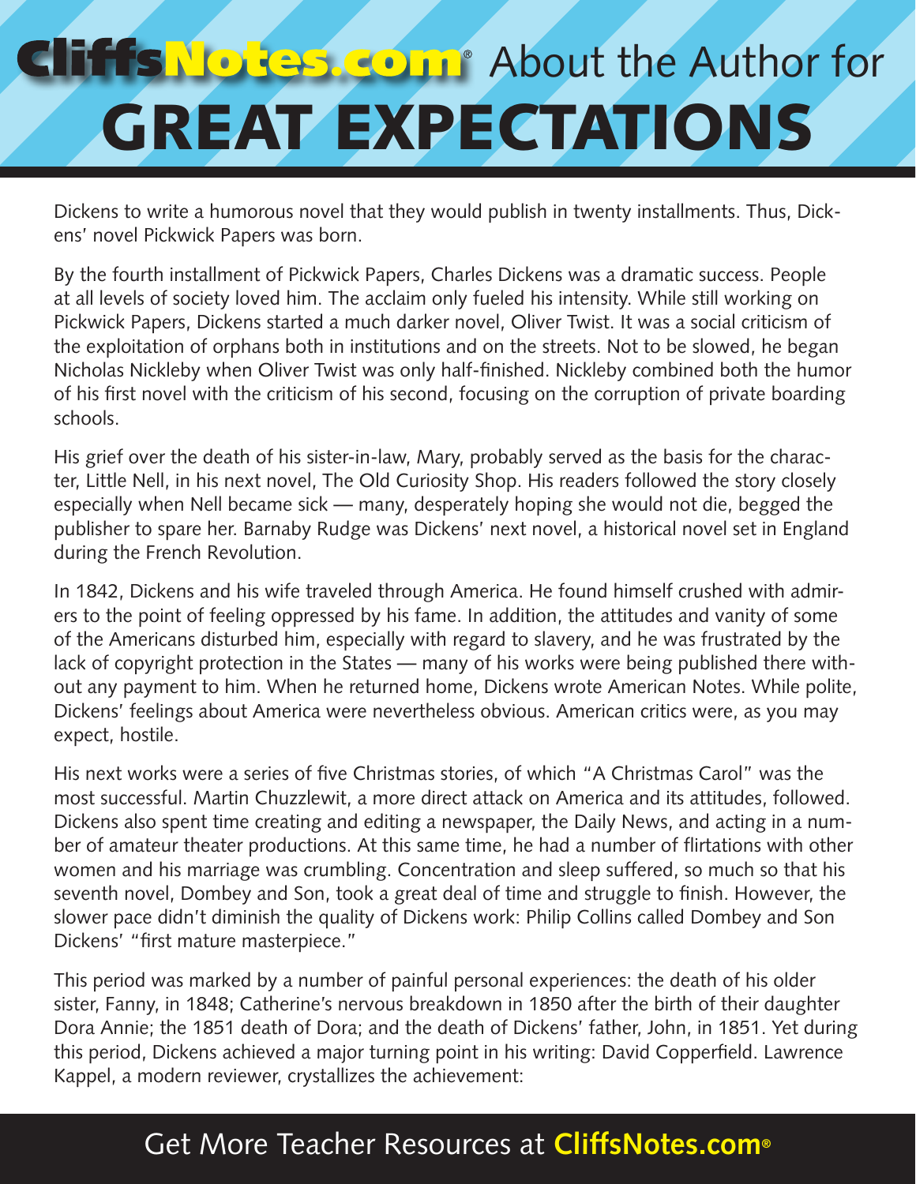Dickens to write a humorous novel that they would publish in twenty installments. Thus, Dickens' novel Pickwick Papers was born.

By the fourth installment of Pickwick Papers, Charles Dickens was a dramatic success. People at all levels of society loved him. The acclaim only fueled his intensity. While still working on Pickwick Papers, Dickens started a much darker novel, Oliver Twist. It was a social criticism of the exploitation of orphans both in institutions and on the streets. Not to be slowed, he began Nicholas Nickleby when Oliver Twist was only half-finished. Nickleby combined both the humor of his first novel with the criticism of his second, focusing on the corruption of private boarding schools.

His grief over the death of his sister-in-law, Mary, probably served as the basis for the character, Little Nell, in his next novel, The Old Curiosity Shop. His readers followed the story closely especially when Nell became sick — many, desperately hoping she would not die, begged the publisher to spare her. Barnaby Rudge was Dickens' next novel, a historical novel set in England during the French Revolution.

In 1842, Dickens and his wife traveled through America. He found himself crushed with admirers to the point of feeling oppressed by his fame. In addition, the attitudes and vanity of some of the Americans disturbed him, especially with regard to slavery, and he was frustrated by the lack of copyright protection in the States — many of his works were being published there without any payment to him. When he returned home, Dickens wrote American Notes. While polite, Dickens' feelings about America were nevertheless obvious. American critics were, as you may expect, hostile.

His next works were a series of five Christmas stories, of which "A Christmas Carol" was the most successful. Martin Chuzzlewit, a more direct attack on America and its attitudes, followed. Dickens also spent time creating and editing a newspaper, the Daily News, and acting in a number of amateur theater productions. At this same time, he had a number of flirtations with other women and his marriage was crumbling. Concentration and sleep suffered, so much so that his seventh novel, Dombey and Son, took a great deal of time and struggle to finish. However, the slower pace didn't diminish the quality of Dickens work: Philip Collins called Dombey and Son Dickens' "first mature masterpiece."

This period was marked by a number of painful personal experiences: the death of his older sister, Fanny, in 1848; Catherine's nervous breakdown in 1850 after the birth of their daughter Dora Annie; the 1851 death of Dora; and the death of Dickens' father, John, in 1851. Yet during this period, Dickens achieved a major turning point in his writing: David Copperfield. Lawrence Kappel, a modern reviewer, crystallizes the achievement: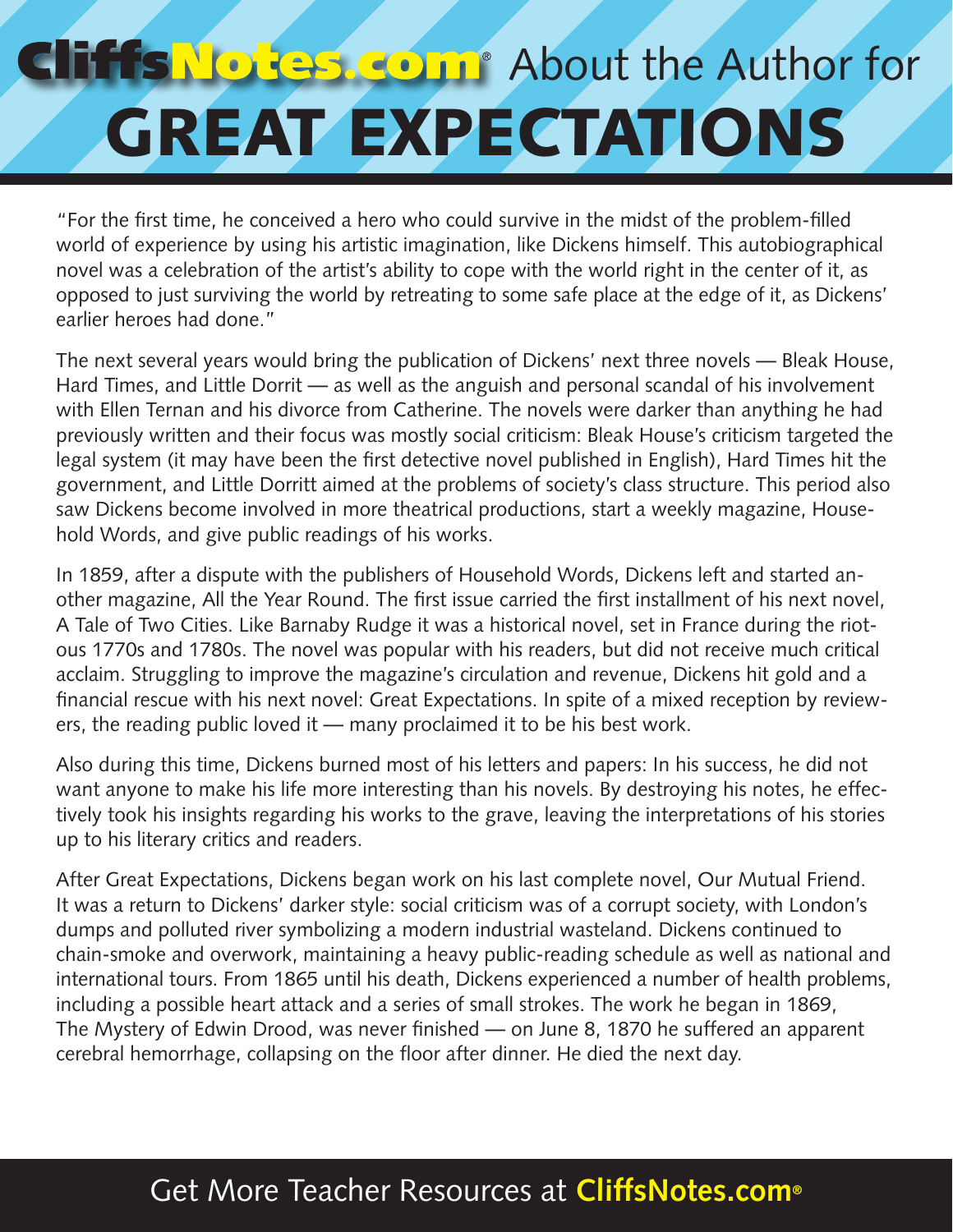"For the first time, he conceived a hero who could survive in the midst of the problem-filled world of experience by using his artistic imagination, like Dickens himself. This autobiographical novel was a celebration of the artist's ability to cope with the world right in the center of it, as opposed to just surviving the world by retreating to some safe place at the edge of it, as Dickens' earlier heroes had done."

The next several years would bring the publication of Dickens' next three novels — Bleak House, Hard Times, and Little Dorrit — as well as the anguish and personal scandal of his involvement with Ellen Ternan and his divorce from Catherine. The novels were darker than anything he had previously written and their focus was mostly social criticism: Bleak House's criticism targeted the legal system (it may have been the first detective novel published in English), Hard Times hit the government, and Little Dorritt aimed at the problems of society's class structure. This period also saw Dickens become involved in more theatrical productions, start a weekly magazine, Household Words, and give public readings of his works.

In 1859, after a dispute with the publishers of Household Words, Dickens left and started another magazine, All the Year Round. The first issue carried the first installment of his next novel, A Tale of Two Cities. Like Barnaby Rudge it was a historical novel, set in France during the riotous 1770s and 1780s. The novel was popular with his readers, but did not receive much critical acclaim. Struggling to improve the magazine's circulation and revenue, Dickens hit gold and a financial rescue with his next novel: Great Expectations. In spite of a mixed reception by reviewers, the reading public loved it — many proclaimed it to be his best work.

Also during this time, Dickens burned most of his letters and papers: In his success, he did not want anyone to make his life more interesting than his novels. By destroying his notes, he effectively took his insights regarding his works to the grave, leaving the interpretations of his stories up to his literary critics and readers.

After Great Expectations, Dickens began work on his last complete novel, Our Mutual Friend. It was a return to Dickens' darker style: social criticism was of a corrupt society, with London's dumps and polluted river symbolizing a modern industrial wasteland. Dickens continued to chain-smoke and overwork, maintaining a heavy public-reading schedule as well as national and international tours. From 1865 until his death, Dickens experienced a number of health problems, including a possible heart attack and a series of small strokes. The work he began in 1869, The Mystery of Edwin Drood, was never finished — on June 8, 1870 he suffered an apparent cerebral hemorrhage, collapsing on the floor after dinner. He died the next day.